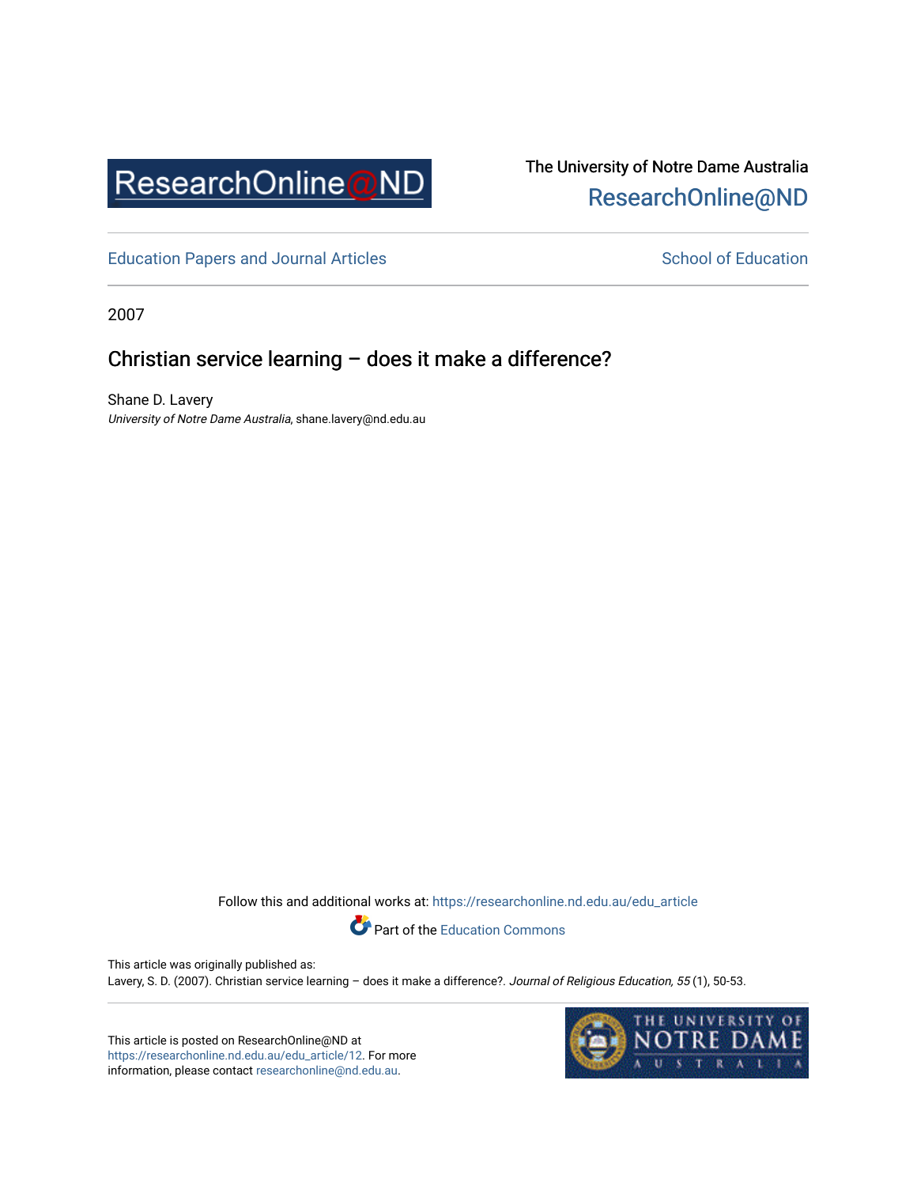ResearchOnline@ND

The University of Notre Dame Australia
ResearchOnline@ND

Education Papers and Journal Articles

School of Education

2007

# Christian service learning – does it make a difference?

Shane D. Lavery
*University of Notre Dame Australia*, shane.lavery@nd.edu.au

Follow this and additional works at: https://researchonline.nd.edu.au/edu_article

Part of the Education Commons

This article was originally published as:
Lavery, S. D. (2007). Christian service learning – does it make a difference?. *Journal of Religious Education, 55* (1), 50-53.

This article is posted on ResearchOnline@ND at https://researchonline.nd.edu.au/edu_article/12. For more information, please contact researchonline@nd.edu.au.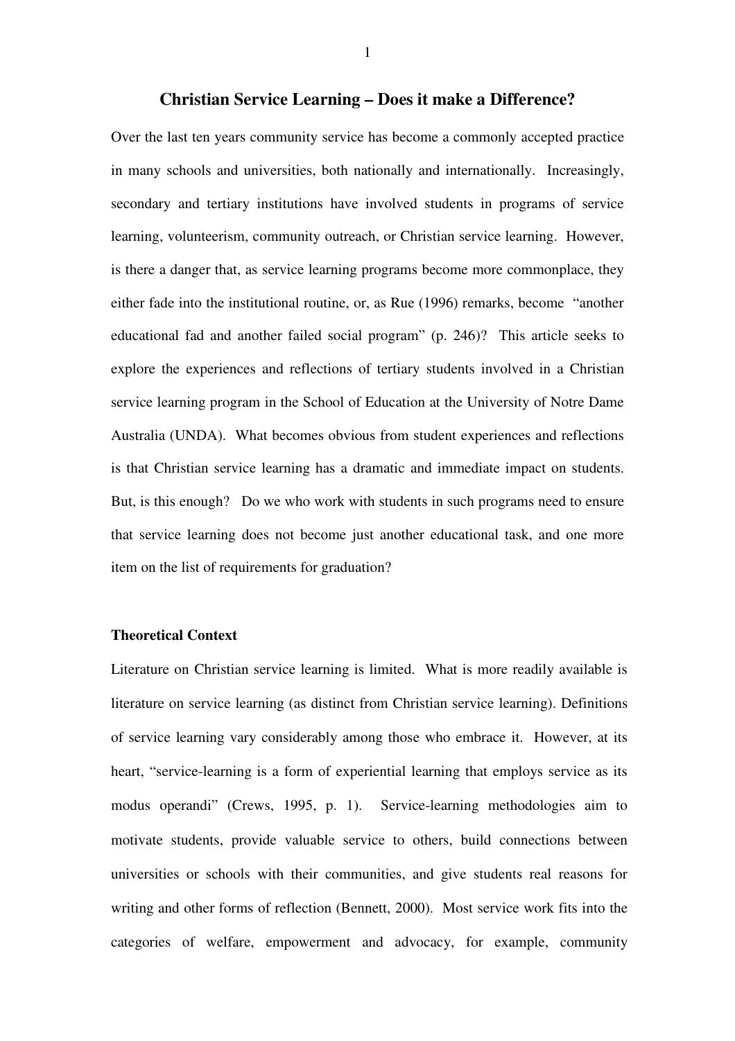# Christian Service Learning – Does it make a Difference?

Over the last ten years community service has become a commonly accepted practice in many schools and universities, both nationally and internationally. Increasingly, secondary and tertiary institutions have involved students in programs of service learning, volunteerism, community outreach, or Christian service learning. However, is there a danger that, as service learning programs become more commonplace, they either fade into the institutional routine, or, as Rue (1996) remarks, become "another educational fad and another failed social program" (p. 246)? This article seeks to explore the experiences and reflections of tertiary students involved in a Christian service learning program in the School of Education at the University of Notre Dame Australia (UNDA). What becomes obvious from student experiences and reflections is that Christian service learning has a dramatic and immediate impact on students. But, is this enough? Do we who work with students in such programs need to ensure that service learning does not become just another educational task, and one more item on the list of requirements for graduation?

## Theoretical Context

Literature on Christian service learning is limited. What is more readily available is literature on service learning (as distinct from Christian service learning). Definitions of service learning vary considerably among those who embrace it. However, at its heart, "service-learning is a form of experiential learning that employs service as its modus operandi" (Crews, 1995, p. 1). Service-learning methodologies aim to motivate students, provide valuable service to others, build connections between universities or schools with their communities, and give students real reasons for writing and other forms of reflection (Bennett, 2000). Most service work fits into the categories of welfare, empowerment and advocacy, for example, community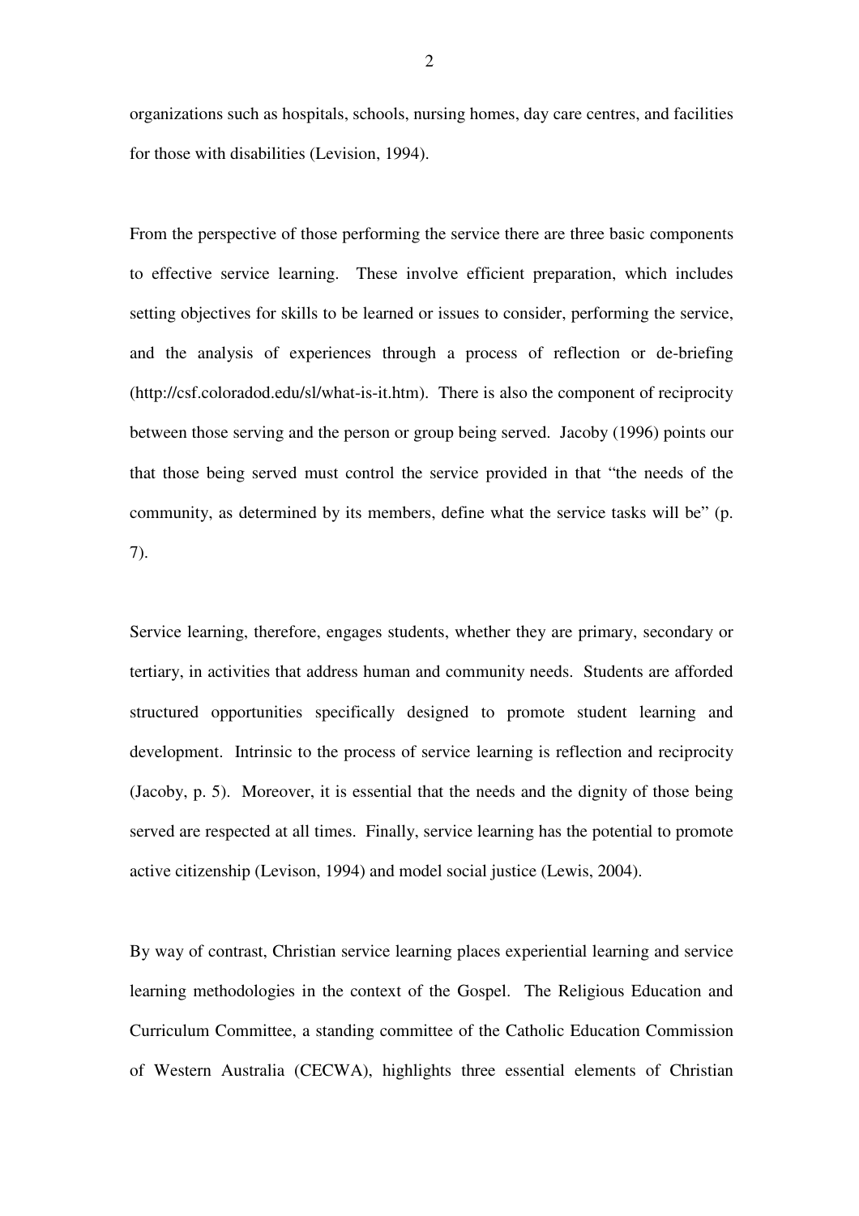organizations such as hospitals, schools, nursing homes, day care centres, and facilities for those with disabilities (Levision, 1994).

From the perspective of those performing the service there are three basic components to effective service learning. These involve efficient preparation, which includes setting objectives for skills to be learned or issues to consider, performing the service, and the analysis of experiences through a process of reflection or de-briefing (http://csf.coloradod.edu/sl/what-is-it.htm). There is also the component of reciprocity between those serving and the person or group being served. Jacoby (1996) points our that those being served must control the service provided in that "the needs of the community, as determined by its members, define what the service tasks will be" (p. 7).

Service learning, therefore, engages students, whether they are primary, secondary or tertiary, in activities that address human and community needs. Students are afforded structured opportunities specifically designed to promote student learning and development. Intrinsic to the process of service learning is reflection and reciprocity (Jacoby, p. 5). Moreover, it is essential that the needs and the dignity of those being served are respected at all times. Finally, service learning has the potential to promote active citizenship (Levison, 1994) and model social justice (Lewis, 2004).

By way of contrast, Christian service learning places experiential learning and service learning methodologies in the context of the Gospel. The Religious Education and Curriculum Committee, a standing committee of the Catholic Education Commission of Western Australia (CECWA), highlights three essential elements of Christian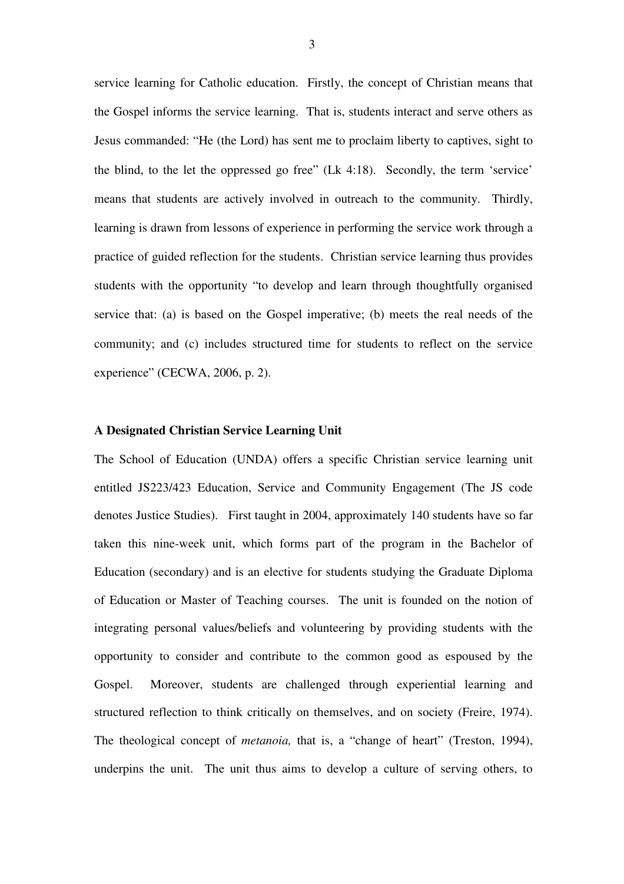service learning for Catholic education. Firstly, the concept of Christian means that the Gospel informs the service learning. That is, students interact and serve others as Jesus commanded: "He (the Lord) has sent me to proclaim liberty to captives, sight to the blind, to the let the oppressed go free" (Lk 4:18). Secondly, the term 'service' means that students are actively involved in outreach to the community. Thirdly, learning is drawn from lessons of experience in performing the service work through a practice of guided reflection for the students. Christian service learning thus provides students with the opportunity "to develop and learn through thoughtfully organised service that: (a) is based on the Gospel imperative; (b) meets the real needs of the community; and (c) includes structured time for students to reflect on the service experience" (CECWA, 2006, p. 2).

**A Designated Christian Service Learning Unit**

The School of Education (UNDA) offers a specific Christian service learning unit entitled JS223/423 Education, Service and Community Engagement (The JS code denotes Justice Studies). First taught in 2004, approximately 140 students have so far taken this nine-week unit, which forms part of the program in the Bachelor of Education (secondary) and is an elective for students studying the Graduate Diploma of Education or Master of Teaching courses. The unit is founded on the notion of integrating personal values/beliefs and volunteering by providing students with the opportunity to consider and contribute to the common good as espoused by the Gospel. Moreover, students are challenged through experiential learning and structured reflection to think critically on themselves, and on society (Freire, 1974). The theological concept of *metanoia,* that is, a "change of heart" (Treston, 1994), underpins the unit. The unit thus aims to develop a culture of serving others, to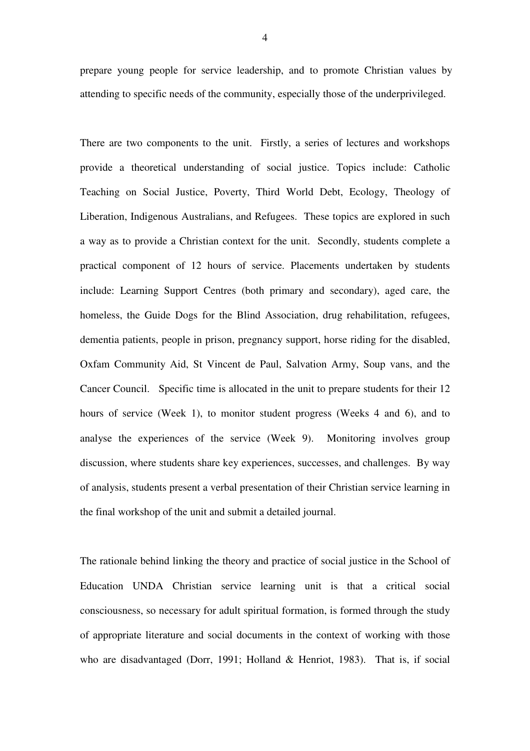prepare young people for service leadership, and to promote Christian values by attending to specific needs of the community, especially those of the underprivileged.

There are two components to the unit. Firstly, a series of lectures and workshops provide a theoretical understanding of social justice. Topics include: Catholic Teaching on Social Justice, Poverty, Third World Debt, Ecology, Theology of Liberation, Indigenous Australians, and Refugees. These topics are explored in such a way as to provide a Christian context for the unit. Secondly, students complete a practical component of 12 hours of service. Placements undertaken by students include: Learning Support Centres (both primary and secondary), aged care, the homeless, the Guide Dogs for the Blind Association, drug rehabilitation, refugees, dementia patients, people in prison, pregnancy support, horse riding for the disabled, Oxfam Community Aid, St Vincent de Paul, Salvation Army, Soup vans, and the Cancer Council. Specific time is allocated in the unit to prepare students for their 12 hours of service (Week 1), to monitor student progress (Weeks 4 and 6), and to analyse the experiences of the service (Week 9). Monitoring involves group discussion, where students share key experiences, successes, and challenges. By way of analysis, students present a verbal presentation of their Christian service learning in the final workshop of the unit and submit a detailed journal.

The rationale behind linking the theory and practice of social justice in the School of Education UNDA Christian service learning unit is that a critical social consciousness, so necessary for adult spiritual formation, is formed through the study of appropriate literature and social documents in the context of working with those who are disadvantaged (Dorr, 1991; Holland & Henriot, 1983). That is, if social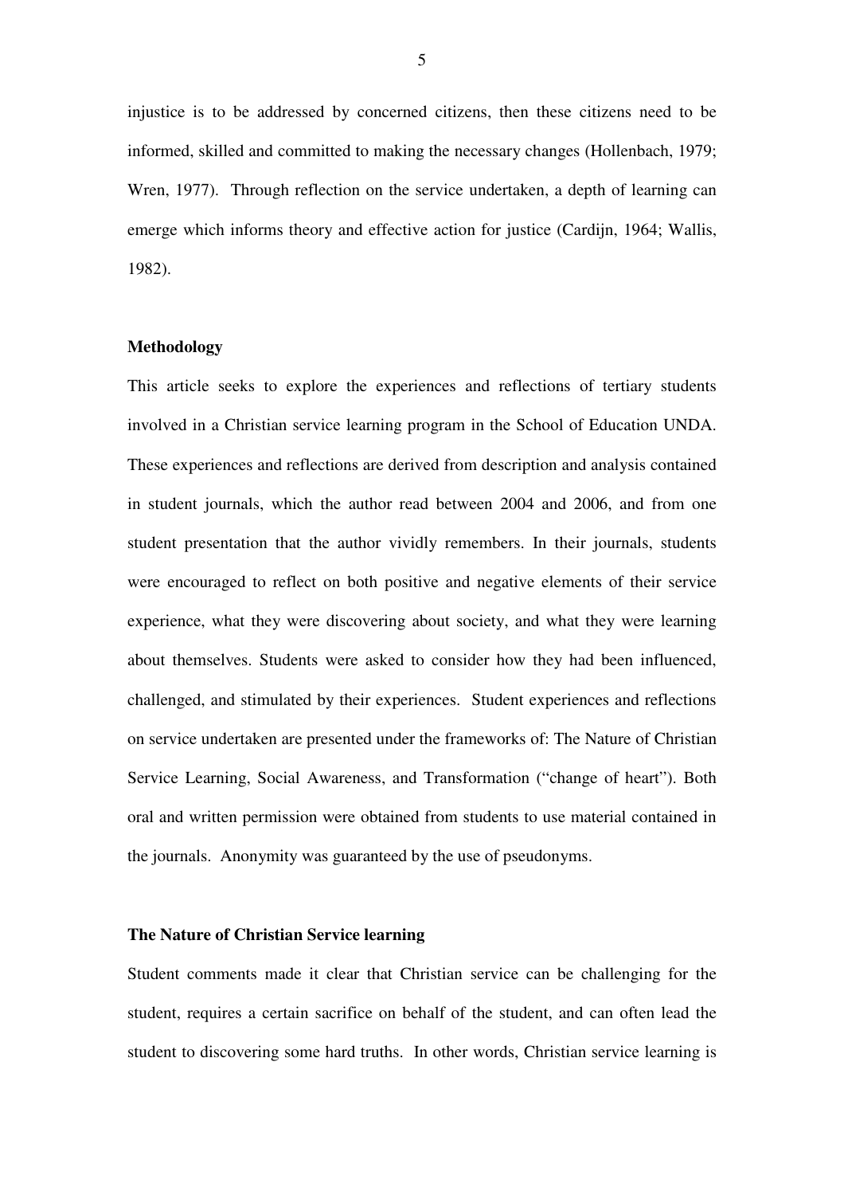injustice is to be addressed by concerned citizens, then these citizens need to be informed, skilled and committed to making the necessary changes (Hollenbach, 1979; Wren, 1977). Through reflection on the service undertaken, a depth of learning can emerge which informs theory and effective action for justice (Cardijn, 1964; Wallis, 1982).

**Methodology**

This article seeks to explore the experiences and reflections of tertiary students involved in a Christian service learning program in the School of Education UNDA. These experiences and reflections are derived from description and analysis contained in student journals, which the author read between 2004 and 2006, and from one student presentation that the author vividly remembers. In their journals, students were encouraged to reflect on both positive and negative elements of their service experience, what they were discovering about society, and what they were learning about themselves. Students were asked to consider how they had been influenced, challenged, and stimulated by their experiences. Student experiences and reflections on service undertaken are presented under the frameworks of: The Nature of Christian Service Learning, Social Awareness, and Transformation ("change of heart"). Both oral and written permission were obtained from students to use material contained in the journals. Anonymity was guaranteed by the use of pseudonyms.

**The Nature of Christian Service learning**

Student comments made it clear that Christian service can be challenging for the student, requires a certain sacrifice on behalf of the student, and can often lead the student to discovering some hard truths. In other words, Christian service learning is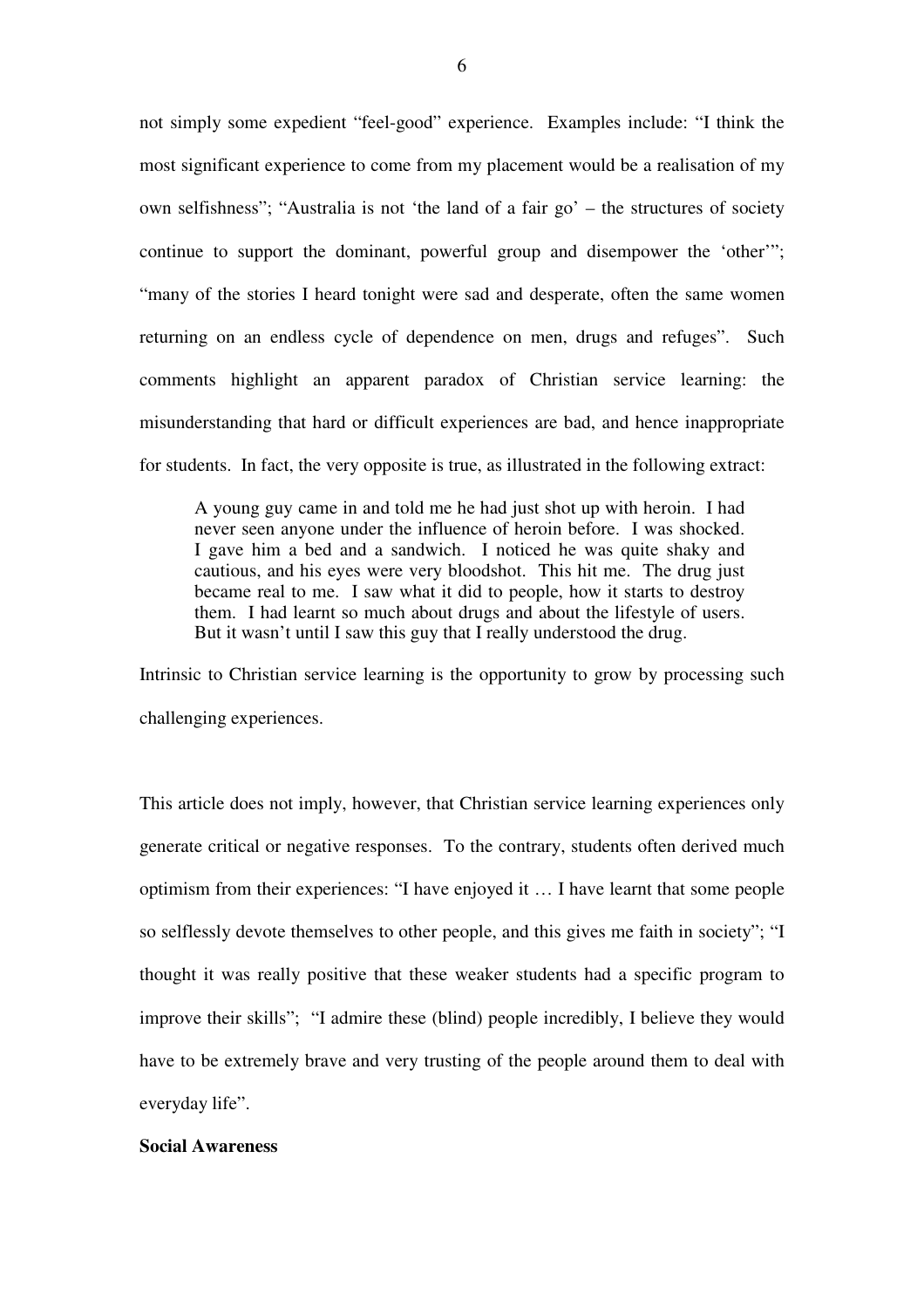not simply some expedient "feel-good" experience. Examples include: "I think the most significant experience to come from my placement would be a realisation of my own selfishness"; "Australia is not 'the land of a fair go' – the structures of society continue to support the dominant, powerful group and disempower the 'other'"; "many of the stories I heard tonight were sad and desperate, often the same women returning on an endless cycle of dependence on men, drugs and refuges". Such comments highlight an apparent paradox of Christian service learning: the misunderstanding that hard or difficult experiences are bad, and hence inappropriate for students. In fact, the very opposite is true, as illustrated in the following extract:

> A young guy came in and told me he had just shot up with heroin. I had never seen anyone under the influence of heroin before. I was shocked. I gave him a bed and a sandwich. I noticed he was quite shaky and cautious, and his eyes were very bloodshot. This hit me. The drug just became real to me. I saw what it did to people, how it starts to destroy them. I had learnt so much about drugs and about the lifestyle of users. But it wasn't until I saw this guy that I really understood the drug.

Intrinsic to Christian service learning is the opportunity to grow by processing such challenging experiences.

This article does not imply, however, that Christian service learning experiences only generate critical or negative responses. To the contrary, students often derived much optimism from their experiences: "I have enjoyed it … I have learnt that some people so selflessly devote themselves to other people, and this gives me faith in society"; "I thought it was really positive that these weaker students had a specific program to improve their skills"; "I admire these (blind) people incredibly, I believe they would have to be extremely brave and very trusting of the people around them to deal with everyday life".

**Social Awareness**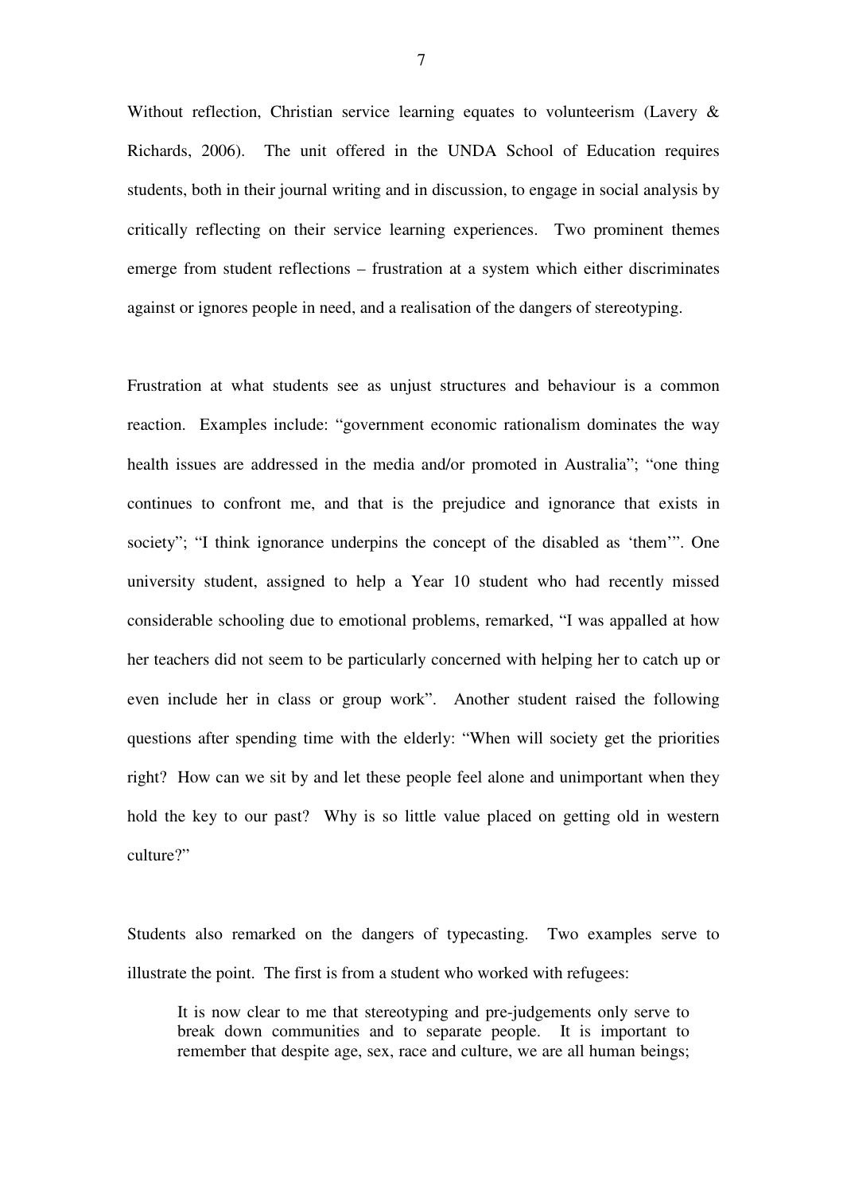Without reflection, Christian service learning equates to volunteerism (Lavery & Richards, 2006). The unit offered in the UNDA School of Education requires students, both in their journal writing and in discussion, to engage in social analysis by critically reflecting on their service learning experiences. Two prominent themes emerge from student reflections – frustration at a system which either discriminates against or ignores people in need, and a realisation of the dangers of stereotyping.

Frustration at what students see as unjust structures and behaviour is a common reaction. Examples include: "government economic rationalism dominates the way health issues are addressed in the media and/or promoted in Australia"; "one thing continues to confront me, and that is the prejudice and ignorance that exists in society"; "I think ignorance underpins the concept of the disabled as 'them'". One university student, assigned to help a Year 10 student who had recently missed considerable schooling due to emotional problems, remarked, "I was appalled at how her teachers did not seem to be particularly concerned with helping her to catch up or even include her in class or group work". Another student raised the following questions after spending time with the elderly: "When will society get the priorities right? How can we sit by and let these people feel alone and unimportant when they hold the key to our past? Why is so little value placed on getting old in western culture?"

Students also remarked on the dangers of typecasting. Two examples serve to illustrate the point. The first is from a student who worked with refugees:

> It is now clear to me that stereotyping and pre-judgements only serve to break down communities and to separate people. It is important to remember that despite age, sex, race and culture, we are all human beings;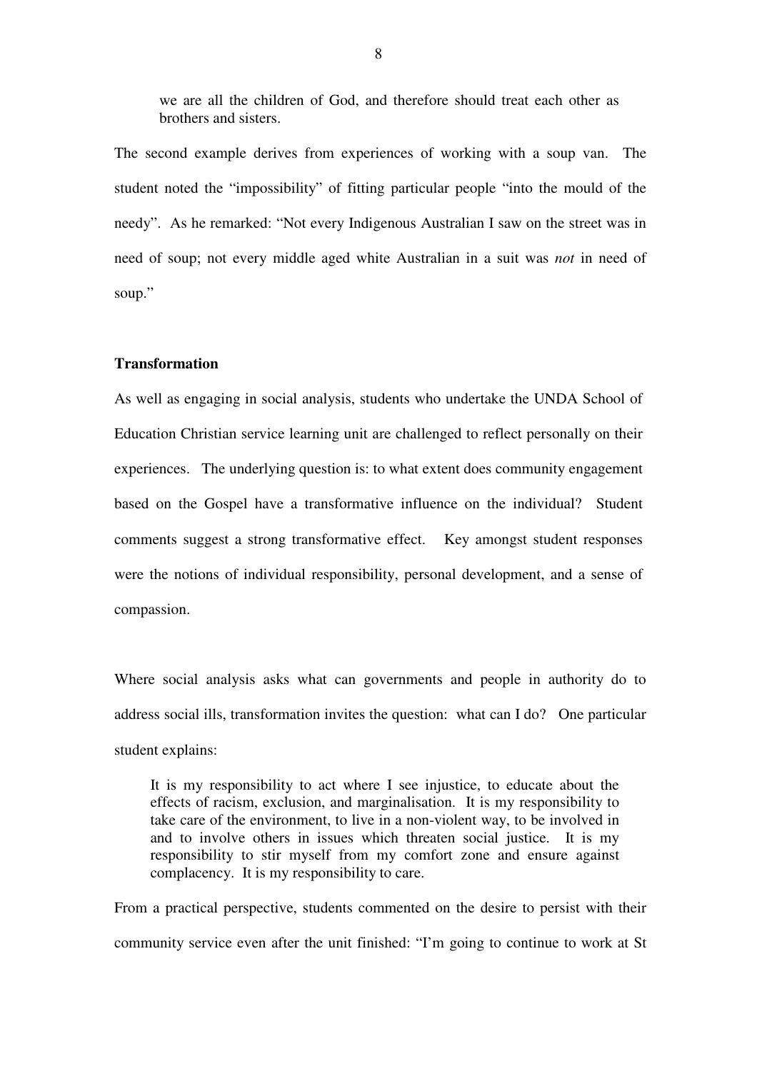we are all the children of God, and therefore should treat each other as brothers and sisters.

The second example derives from experiences of working with a soup van. The student noted the "impossibility" of fitting particular people "into the mould of the needy". As he remarked: "Not every Indigenous Australian I saw on the street was in need of soup; not every middle aged white Australian in a suit was *not* in need of soup."

**Transformation**

As well as engaging in social analysis, students who undertake the UNDA School of Education Christian service learning unit are challenged to reflect personally on their experiences. The underlying question is: to what extent does community engagement based on the Gospel have a transformative influence on the individual? Student comments suggest a strong transformative effect. Key amongst student responses were the notions of individual responsibility, personal development, and a sense of compassion.

Where social analysis asks what can governments and people in authority do to address social ills, transformation invites the question: what can I do? One particular student explains:

> It is my responsibility to act where I see injustice, to educate about the effects of racism, exclusion, and marginalisation. It is my responsibility to take care of the environment, to live in a non-violent way, to be involved in and to involve others in issues which threaten social justice. It is my responsibility to stir myself from my comfort zone and ensure against complacency. It is my responsibility to care.

From a practical perspective, students commented on the desire to persist with their community service even after the unit finished: "I'm going to continue to work at St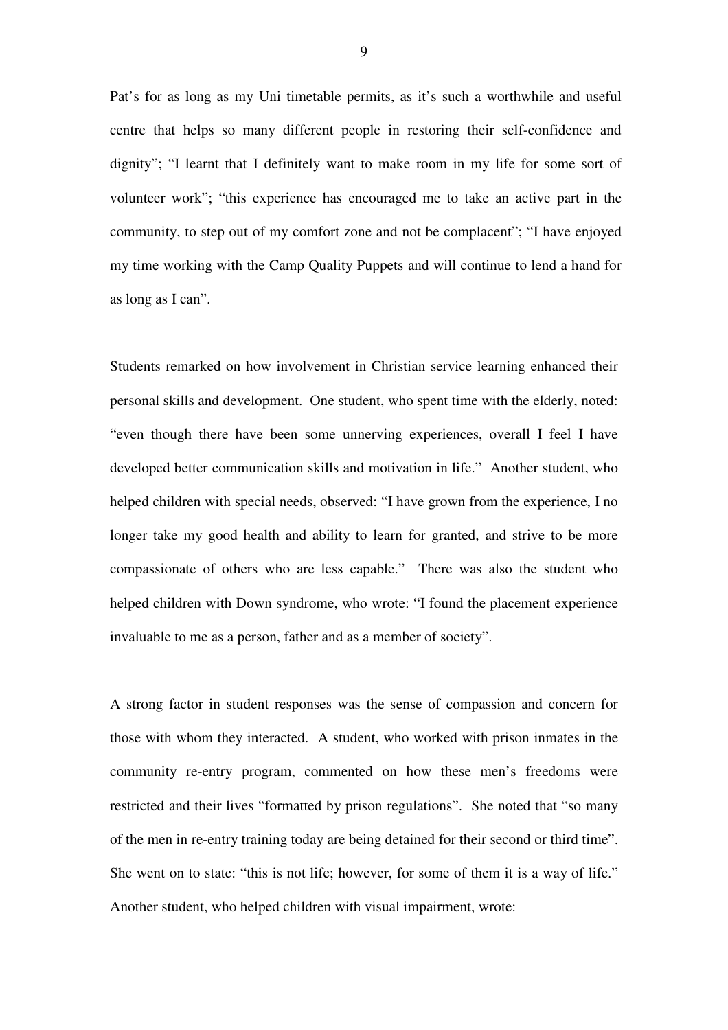Pat's for as long as my Uni timetable permits, as it's such a worthwhile and useful centre that helps so many different people in restoring their self-confidence and dignity"; "I learnt that I definitely want to make room in my life for some sort of volunteer work"; "this experience has encouraged me to take an active part in the community, to step out of my comfort zone and not be complacent"; "I have enjoyed my time working with the Camp Quality Puppets and will continue to lend a hand for as long as I can".

Students remarked on how involvement in Christian service learning enhanced their personal skills and development. One student, who spent time with the elderly, noted: "even though there have been some unnerving experiences, overall I feel I have developed better communication skills and motivation in life." Another student, who helped children with special needs, observed: "I have grown from the experience, I no longer take my good health and ability to learn for granted, and strive to be more compassionate of others who are less capable." There was also the student who helped children with Down syndrome, who wrote: "I found the placement experience invaluable to me as a person, father and as a member of society".

A strong factor in student responses was the sense of compassion and concern for those with whom they interacted. A student, who worked with prison inmates in the community re-entry program, commented on how these men's freedoms were restricted and their lives "formatted by prison regulations". She noted that "so many of the men in re-entry training today are being detained for their second or third time". She went on to state: "this is not life; however, for some of them it is a way of life." Another student, who helped children with visual impairment, wrote: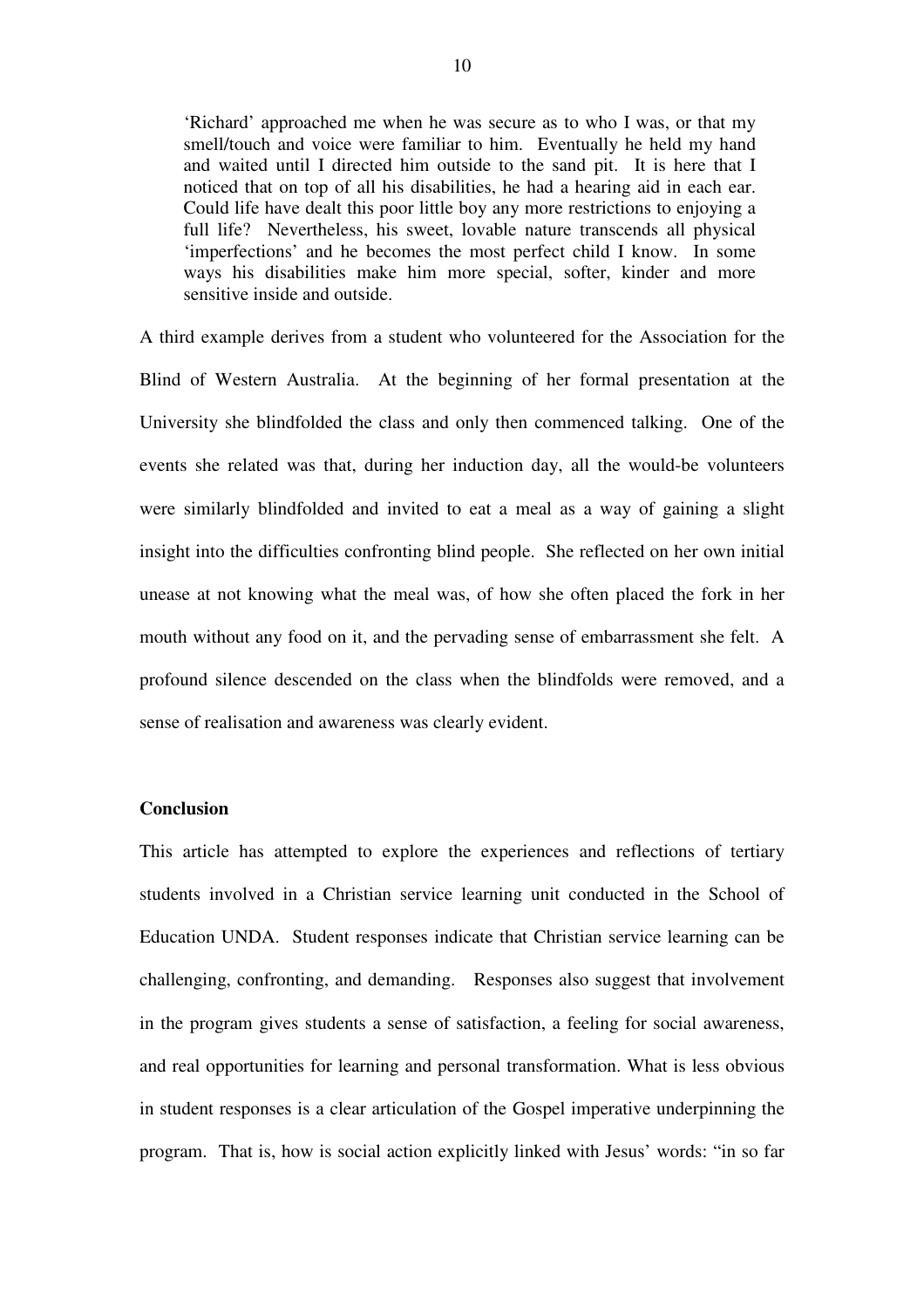> 'Richard' approached me when he was secure as to who I was, or that my smell/touch and voice were familiar to him. Eventually he held my hand and waited until I directed him outside to the sand pit. It is here that I noticed that on top of all his disabilities, he had a hearing aid in each ear. Could life have dealt this poor little boy any more restrictions to enjoying a full life? Nevertheless, his sweet, lovable nature transcends all physical 'imperfections' and he becomes the most perfect child I know. In some ways his disabilities make him more special, softer, kinder and more sensitive inside and outside.

A third example derives from a student who volunteered for the Association for the Blind of Western Australia. At the beginning of her formal presentation at the University she blindfolded the class and only then commenced talking. One of the events she related was that, during her induction day, all the would-be volunteers were similarly blindfolded and invited to eat a meal as a way of gaining a slight insight into the difficulties confronting blind people. She reflected on her own initial unease at not knowing what the meal was, of how she often placed the fork in her mouth without any food on it, and the pervading sense of embarrassment she felt. A profound silence descended on the class when the blindfolds were removed, and a sense of realisation and awareness was clearly evident.

**Conclusion**

This article has attempted to explore the experiences and reflections of tertiary students involved in a Christian service learning unit conducted in the School of Education UNDA. Student responses indicate that Christian service learning can be challenging, confronting, and demanding. Responses also suggest that involvement in the program gives students a sense of satisfaction, a feeling for social awareness, and real opportunities for learning and personal transformation. What is less obvious in student responses is a clear articulation of the Gospel imperative underpinning the program. That is, how is social action explicitly linked with Jesus' words: "in so far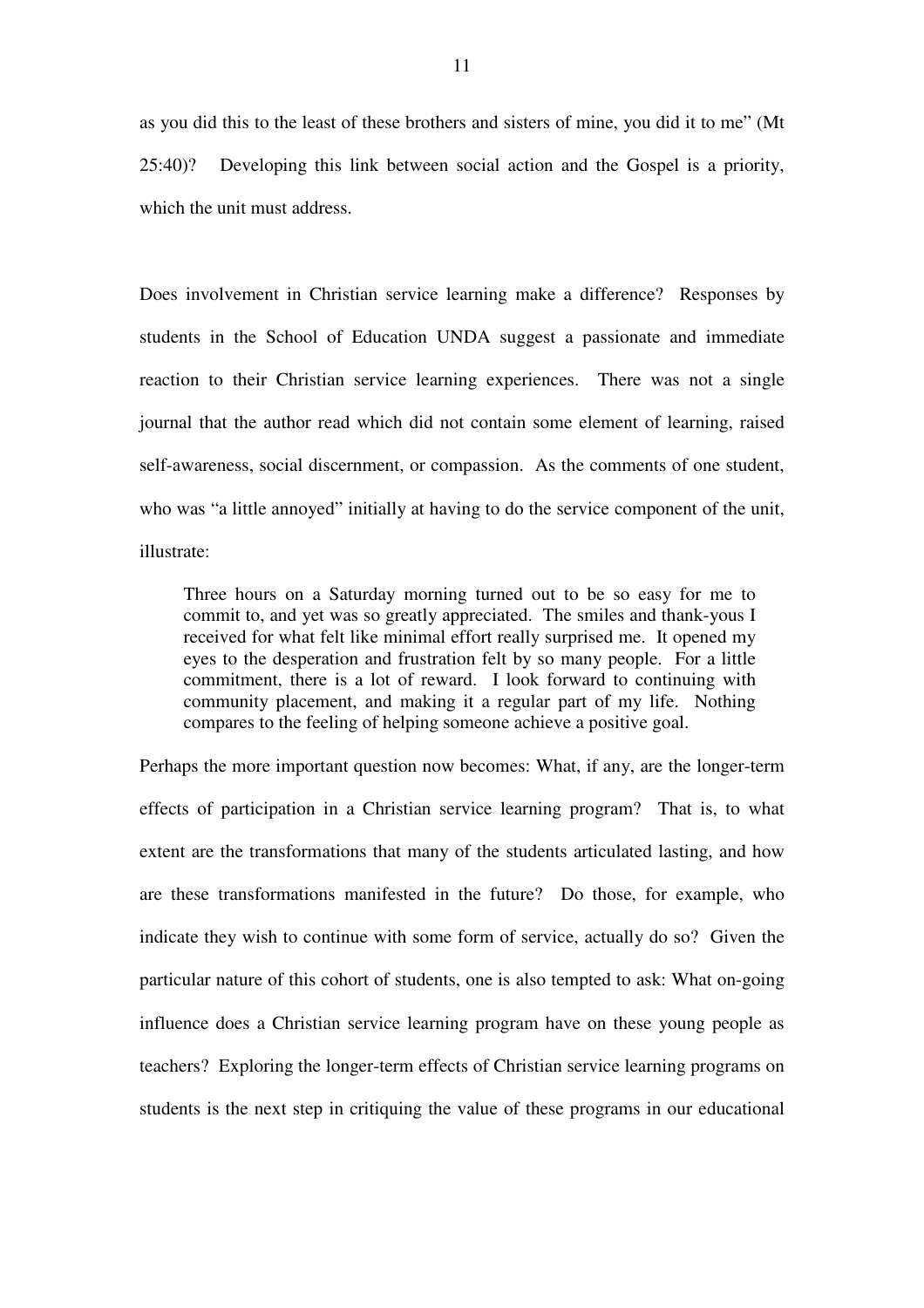as you did this to the least of these brothers and sisters of mine, you did it to me" (Mt 25:40)? Developing this link between social action and the Gospel is a priority, which the unit must address.

Does involvement in Christian service learning make a difference? Responses by students in the School of Education UNDA suggest a passionate and immediate reaction to their Christian service learning experiences. There was not a single journal that the author read which did not contain some element of learning, raised self-awareness, social discernment, or compassion. As the comments of one student, who was "a little annoyed" initially at having to do the service component of the unit, illustrate:

> Three hours on a Saturday morning turned out to be so easy for me to commit to, and yet was so greatly appreciated. The smiles and thank-yous I received for what felt like minimal effort really surprised me. It opened my eyes to the desperation and frustration felt by so many people. For a little commitment, there is a lot of reward. I look forward to continuing with community placement, and making it a regular part of my life. Nothing compares to the feeling of helping someone achieve a positive goal.

Perhaps the more important question now becomes: What, if any, are the longer-term effects of participation in a Christian service learning program? That is, to what extent are the transformations that many of the students articulated lasting, and how are these transformations manifested in the future? Do those, for example, who indicate they wish to continue with some form of service, actually do so? Given the particular nature of this cohort of students, one is also tempted to ask: What on-going influence does a Christian service learning program have on these young people as teachers? Exploring the longer-term effects of Christian service learning programs on students is the next step in critiquing the value of these programs in our educational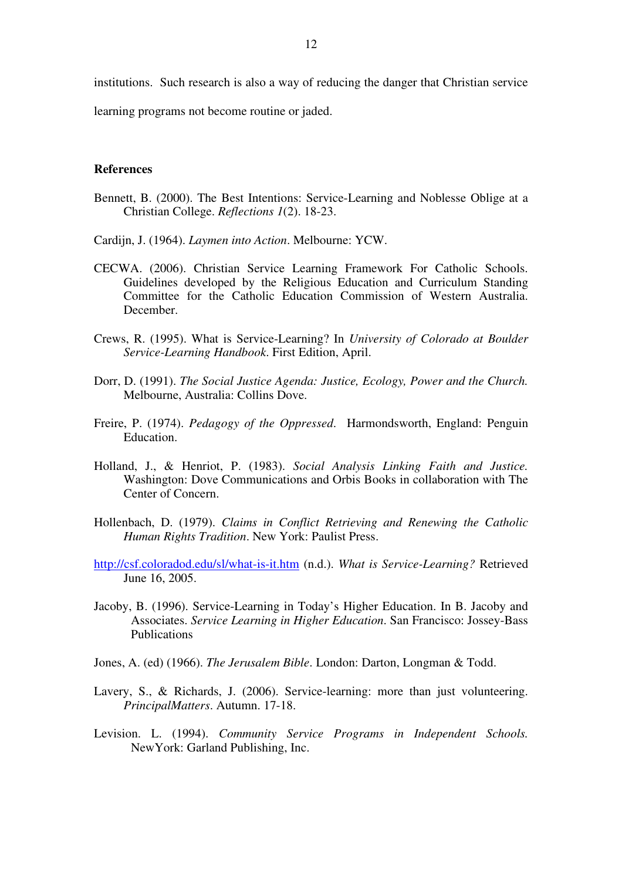institutions. Such research is also a way of reducing the danger that Christian service learning programs not become routine or jaded.

**References**

Bennett, B. (2000). The Best Intentions: Service-Learning and Noblesse Oblige at a Christian College. *Reflections 1*(2). 18-23.

Cardijn, J. (1964). *Laymen into Action*. Melbourne: YCW.

CECWA. (2006). Christian Service Learning Framework For Catholic Schools. Guidelines developed by the Religious Education and Curriculum Standing Committee for the Catholic Education Commission of Western Australia. December.

Crews, R. (1995). What is Service-Learning? In *University of Colorado at Boulder Service-Learning Handbook*. First Edition, April.

Dorr, D. (1991). *The Social Justice Agenda: Justice, Ecology, Power and the Church.* Melbourne, Australia: Collins Dove.

Freire, P. (1974). *Pedagogy of the Oppressed*. Harmondsworth, England: Penguin Education.

Holland, J., & Henriot, P. (1983). *Social Analysis Linking Faith and Justice.* Washington: Dove Communications and Orbis Books in collaboration with The Center of Concern.

Hollenbach, D. (1979). *Claims in Conflict Retrieving and Renewing the Catholic Human Rights Tradition*. New York: Paulist Press.

http://csf.coloradod.edu/sl/what-is-it.htm (n.d.). *What is Service-Learning?* Retrieved June 16, 2005.

Jacoby, B. (1996). Service-Learning in Today's Higher Education. In B. Jacoby and Associates. *Service Learning in Higher Education*. San Francisco: Jossey-Bass Publications

Jones, A. (ed) (1966). *The Jerusalem Bible*. London: Darton, Longman & Todd.

Lavery, S., & Richards, J. (2006). Service-learning: more than just volunteering. *PrincipalMatters*. Autumn. 17-18.

Levision. L. (1994). *Community Service Programs in Independent Schools.* NewYork: Garland Publishing, Inc.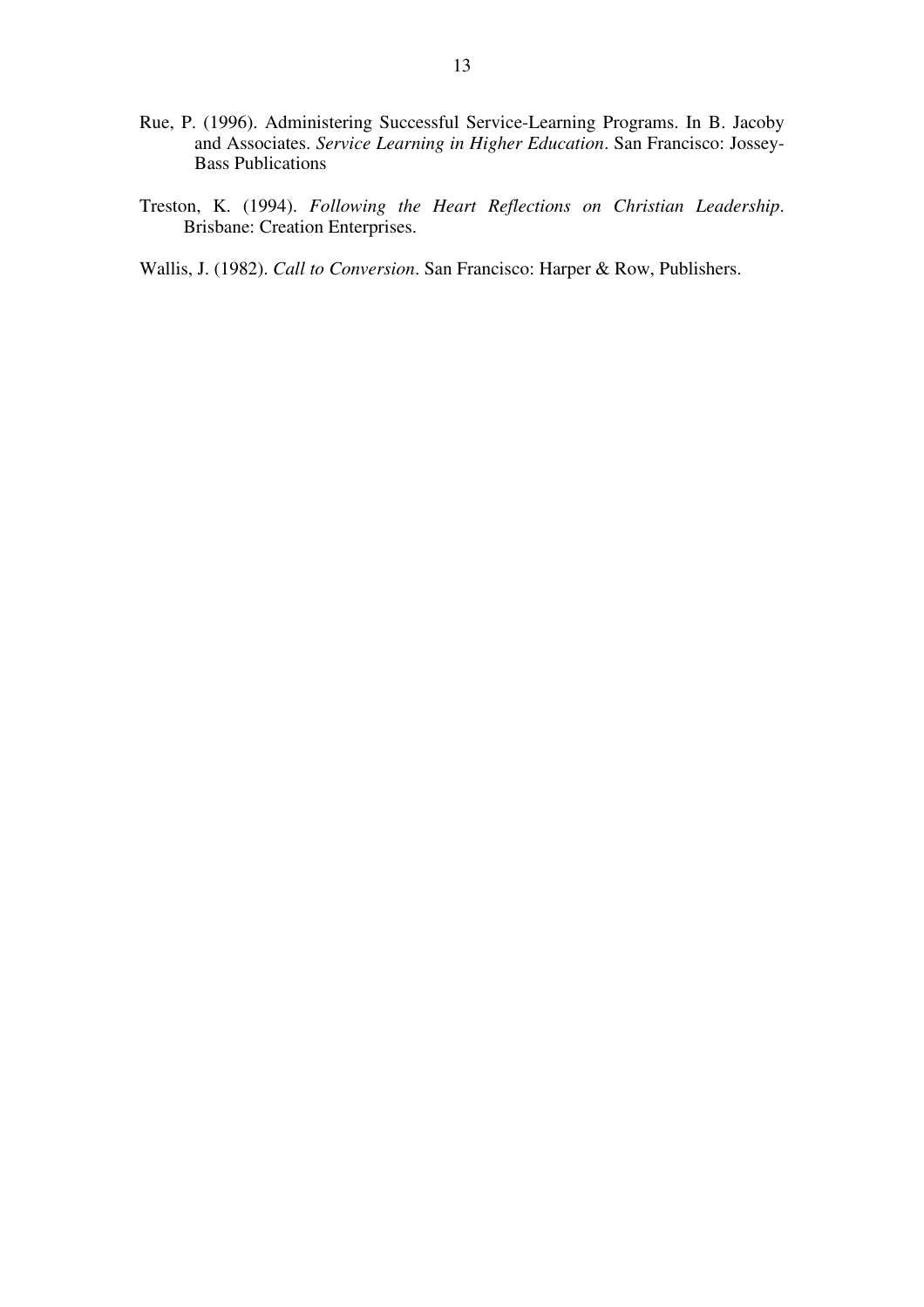Rue, P. (1996). Administering Successful Service-Learning Programs. In B. Jacoby and Associates. *Service Learning in Higher Education*. San Francisco: Jossey-Bass Publications

Treston, K. (1994). *Following the Heart Reflections on Christian Leadership*. Brisbane: Creation Enterprises.

Wallis, J. (1982). *Call to Conversion*. San Francisco: Harper & Row, Publishers.